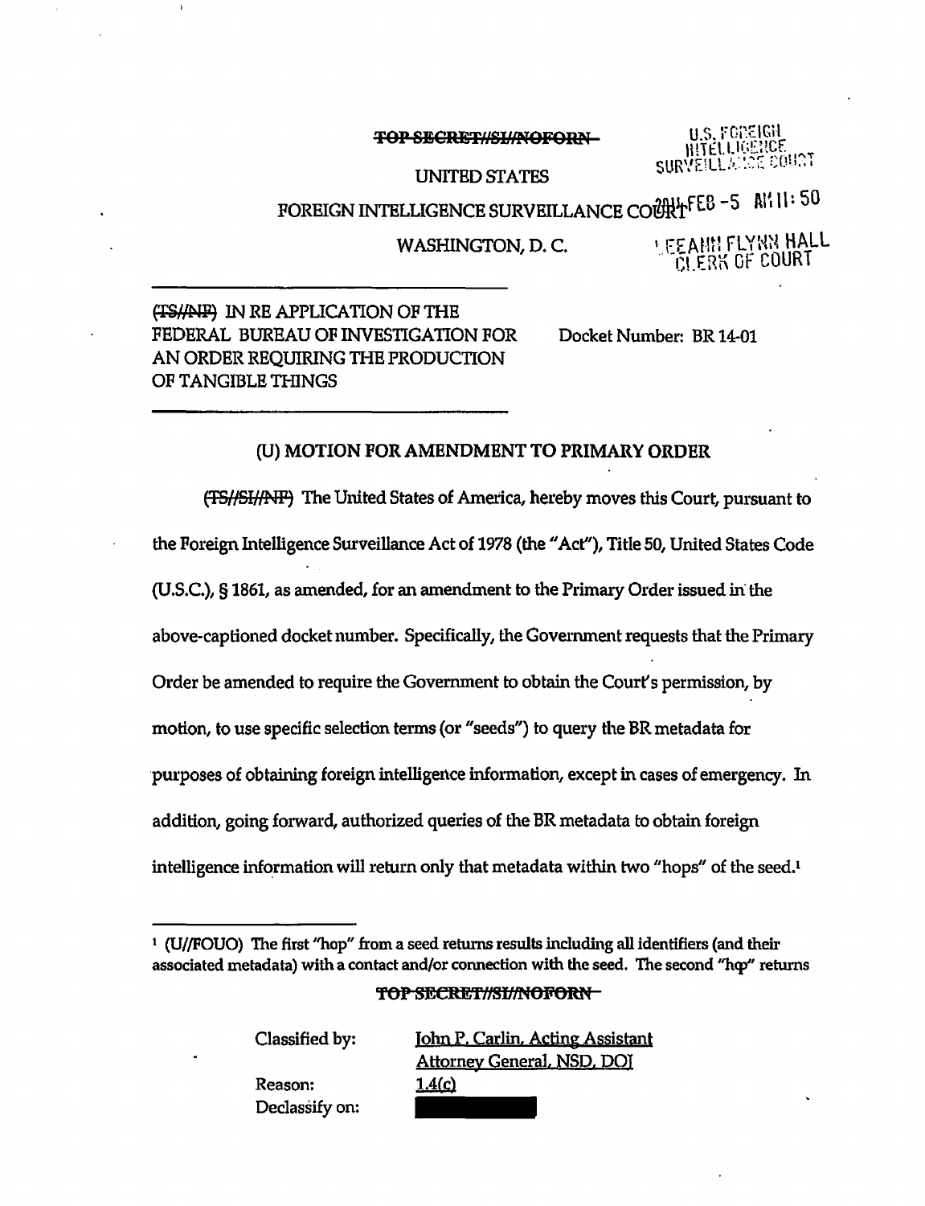~~TOP SECRET//SI//NOFORN~~

U.S. FOREIGN INTELLIGENCE SURVEILLANCE COURT

2014 FEB -5 AM 11:50

LEEANN FLYNN HALL CLERK OF COURT

UNITED STATES

FOREIGN INTELLIGENCE SURVEILLANCE COURT

WASHINGTON, D. C.

---

~~(TS//NF)~~ IN RE APPLICATION OF THE FEDERAL BUREAU OF INVESTIGATION FOR AN ORDER REQUIRING THE PRODUCTION OF TANGIBLE THINGS

Docket Number: BR 14-01

---

## (U) MOTION FOR AMENDMENT TO PRIMARY ORDER

~~(TS//SI//NF)~~ The United States of America, hereby moves this Court, pursuant to the Foreign Intelligence Surveillance Act of 1978 (the "Act"), Title 50, United States Code (U.S.C.), § 1861, as amended, for an amendment to the Primary Order issued in the above-captioned docket number. Specifically, the Government requests that the Primary Order be amended to require the Government to obtain the Court's permission, by motion, to use specific selection terms (or "seeds") to query the BR metadata for purposes of obtaining foreign intelligence information, except in cases of emergency. In addition, going forward, authorized queries of the BR metadata to obtain foreign intelligence information will return only that metadata within two "hops" of the seed.[1]

---

[1] (U//FOUO) The first "hop" from a seed returns results including all identifiers (and their associated metadata) with a contact and/or connection with the seed. The second "hop" returns

~~TOP SECRET//SI//NOFORN~~

Classified by: John P. Carlin, Acting Assistant Attorney General, NSD, DOJ

Reason: 1.4(c)

Declassify on: [REDACTED]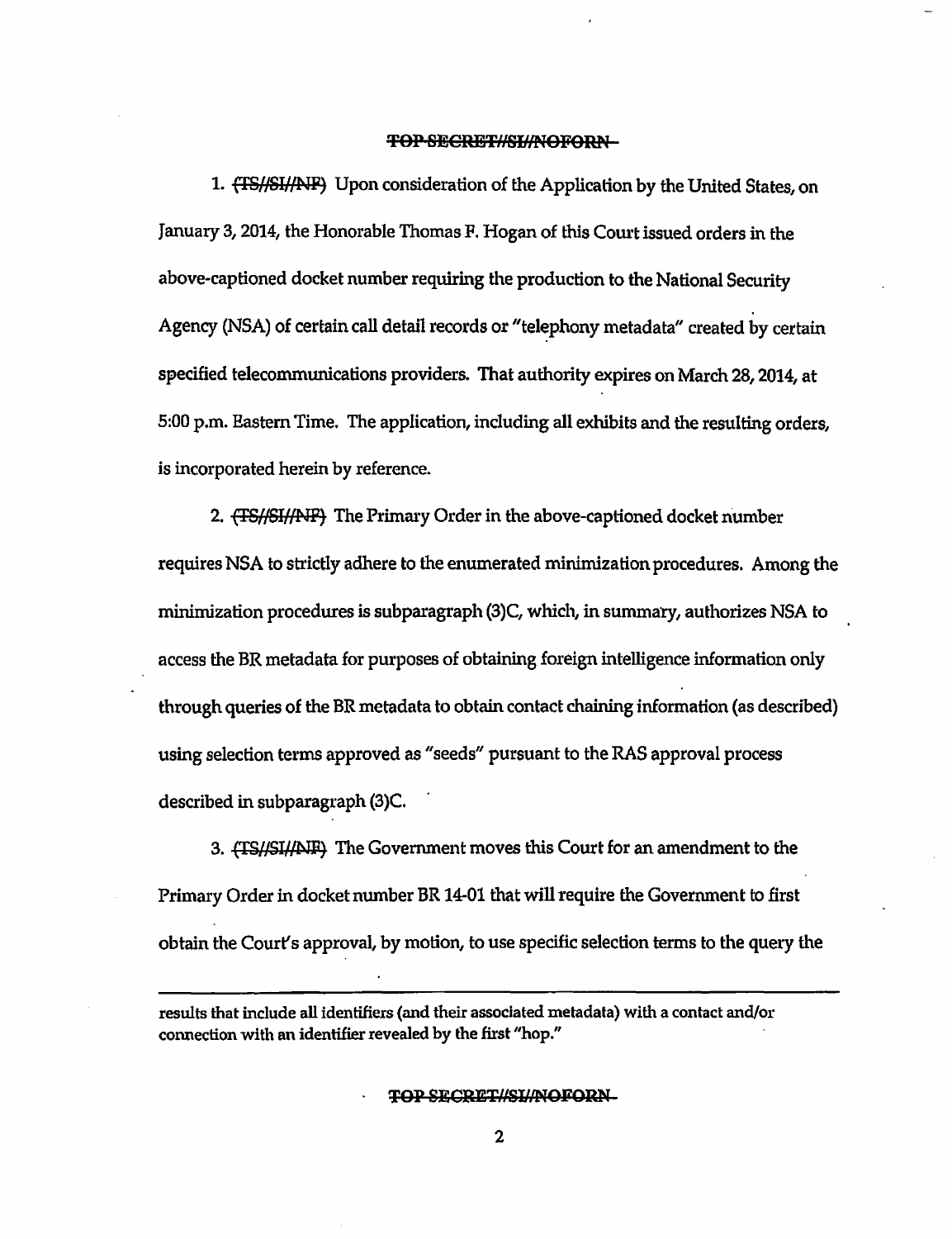TOP SECRET//SI//NOFORN

1. ~~(TS//SI//NF)~~ Upon consideration of the Application by the United States, on January 3, 2014, the Honorable Thomas F. Hogan of this Court issued orders in the above-captioned docket number requiring the production to the National Security Agency (NSA) of certain call detail records or "telephony metadata" created by certain specified telecommunications providers. That authority expires on March 28, 2014, at 5:00 p.m. Eastern Time. The application, including all exhibits and the resulting orders, is incorporated herein by reference.

2. ~~(TS//SI//NF)~~ The Primary Order in the above-captioned docket number requires NSA to strictly adhere to the enumerated minimization procedures. Among the minimization procedures is subparagraph (3)C, which, in summary, authorizes NSA to access the BR metadata for purposes of obtaining foreign intelligence information only through queries of the BR metadata to obtain contact chaining information (as described) using selection terms approved as "seeds" pursuant to the RAS approval process described in subparagraph (3)C.

3. ~~(TS//SI//NF)~~ The Government moves this Court for an amendment to the Primary Order in docket number BR 14-01 that will require the Government to first obtain the Court's approval, by motion, to use specific selection terms to the query the

---

results that include all identifiers (and their associated metadata) with a contact and/or connection with an identifier revealed by the first "hop."

TOP SECRET//SI//NOFORN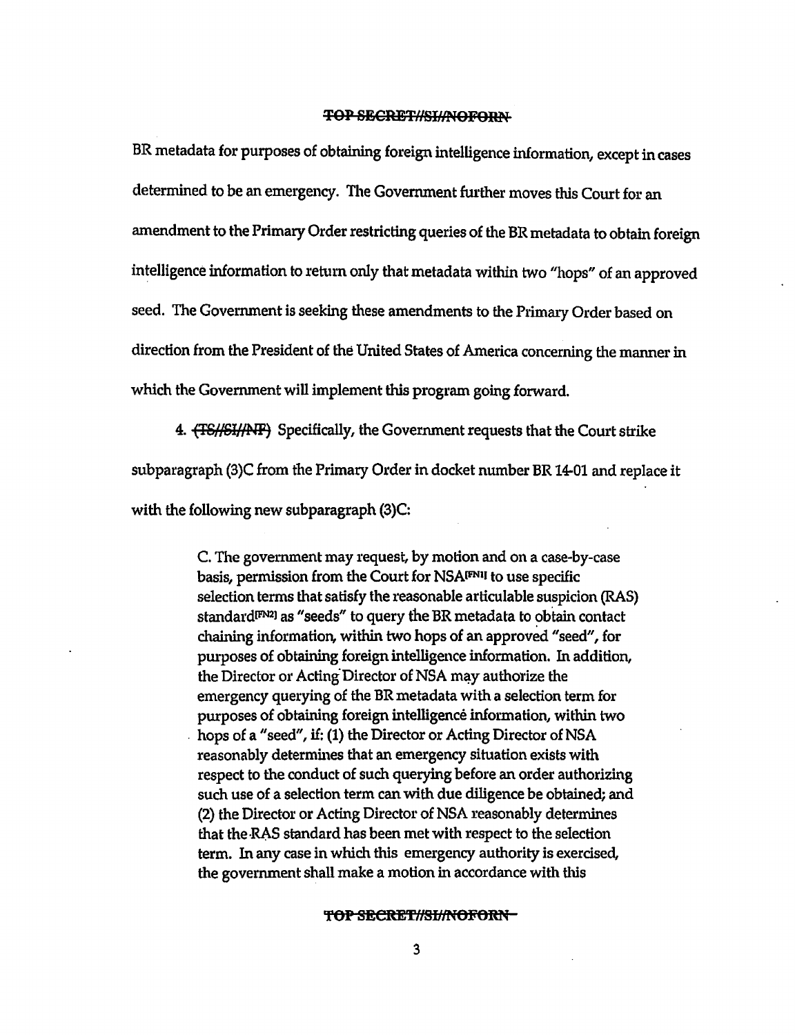BR metadata for purposes of obtaining foreign intelligence information, except in cases determined to be an emergency. The Government further moves this Court for an amendment to the Primary Order restricting queries of the BR metadata to obtain foreign intelligence information to return only that metadata within two "hops" of an approved seed. The Government is seeking these amendments to the Primary Order based on direction from the President of the United States of America concerning the manner in which the Government will implement this program going forward.

4. ~~(TS//SI//NF)~~ Specifically, the Government requests that the Court strike subparagraph (3)C from the Primary Order in docket number BR 14-01 and replace it with the following new subparagraph (3)C:

> C. The government may request, by motion and on a case-by-case basis, permission from the Court for NSA[FN1] to use specific selection terms that satisfy the reasonable articulable suspicion (RAS) standard[FN2] as "seeds" to query the BR metadata to obtain contact chaining information, within two hops of an approved "seed", for purposes of obtaining foreign intelligence information. In addition, the Director or Acting Director of NSA may authorize the emergency querying of the BR metadata with a selection term for purposes of obtaining foreign intelligence information, within two hops of a "seed", if: (1) the Director or Acting Director of NSA reasonably determines that an emergency situation exists with respect to the conduct of such querying before an order authorizing such use of a selection term can with due diligence be obtained; and (2) the Director or Acting Director of NSA reasonably determines that the RAS standard has been met with respect to the selection term. In any case in which this emergency authority is exercised, the government shall make a motion in accordance with this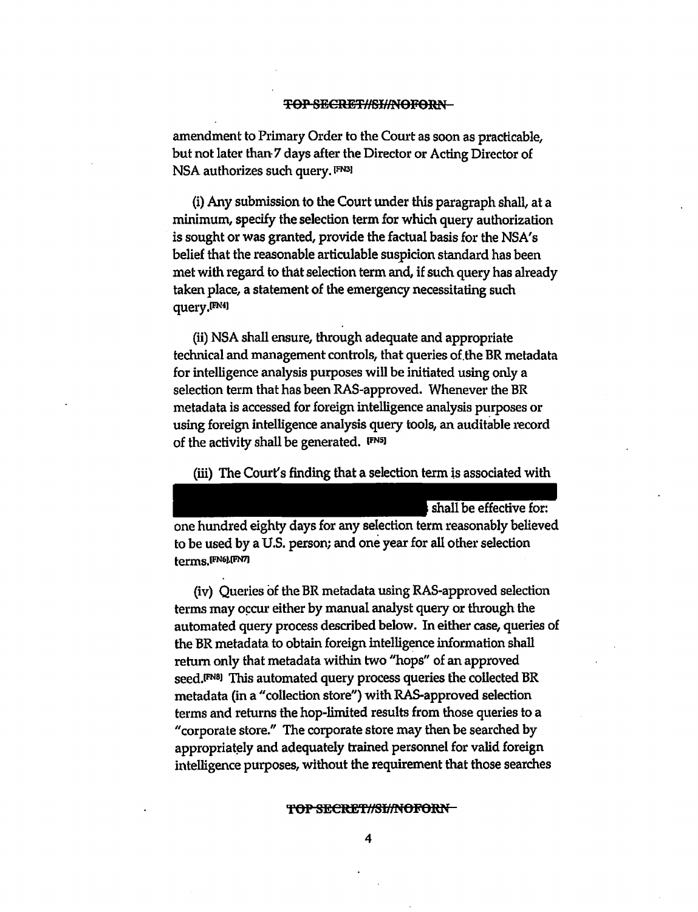amendment to Primary Order to the Court as soon as practicable, but not later than 7 days after the Director or Acting Director of NSA authorizes such query. [FN3]

(i) Any submission to the Court under this paragraph shall, at a minimum, specify the selection term for which query authorization is sought or was granted, provide the factual basis for the NSA's belief that the reasonable articulable suspicion standard has been met with regard to that selection term and, if such query has already taken place, a statement of the emergency necessitating such query.[FN4]

(ii) NSA shall ensure, through adequate and appropriate technical and management controls, that queries of the BR metadata for intelligence analysis purposes will be initiated using only a selection term that has been RAS-approved. Whenever the BR metadata is accessed for foreign intelligence analysis purposes or using foreign intelligence analysis query tools, an auditable record of the activity shall be generated. [FN5]

(iii) The Court's finding that a selection term is associated with [REDACTED] shall be effective for: one hundred eighty days for any selection term reasonably believed to be used by a U.S. person; and one year for all other selection terms.[FN6],[FN7]

(iv) Queries of the BR metadata using RAS-approved selection terms may occur either by manual analyst query or through the automated query process described below. In either case, queries of the BR metadata to obtain foreign intelligence information shall return only that metadata within two "hops" of an approved seed.[FN8] This automated query process queries the collected BR metadata (in a "collection store") with RAS-approved selection terms and returns the hop-limited results from those queries to a "corporate store." The corporate store may then be searched by appropriately and adequately trained personnel for valid foreign intelligence purposes, without the requirement that those searches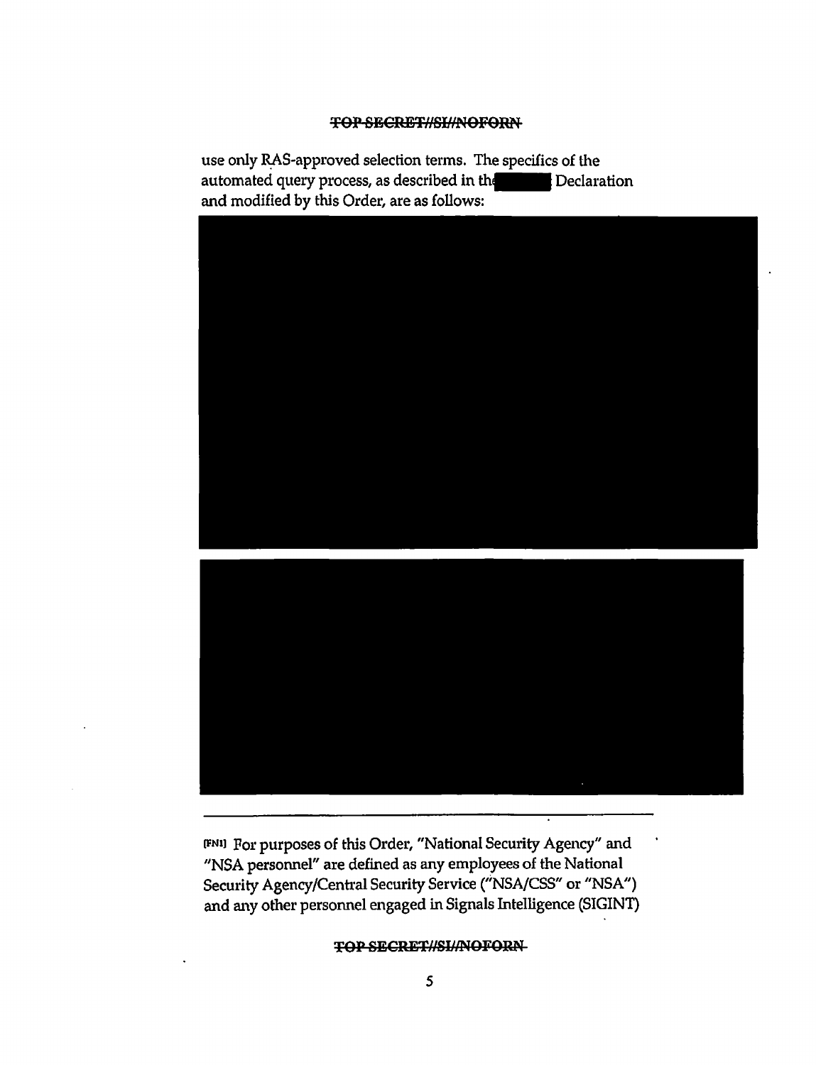use only RAS-approved selection terms. The specifics of the automated query process, as described in the [REDACTED] Declaration and modified by this Order, are as follows:

[REDACTED]

[REDACTED]

---

[FN1] For purposes of this Order, "National Security Agency" and "NSA personnel" are defined as any employees of the National Security Agency/Central Security Service ("NSA/CSS" or "NSA") and any other personnel engaged in Signals Intelligence (SIGINT)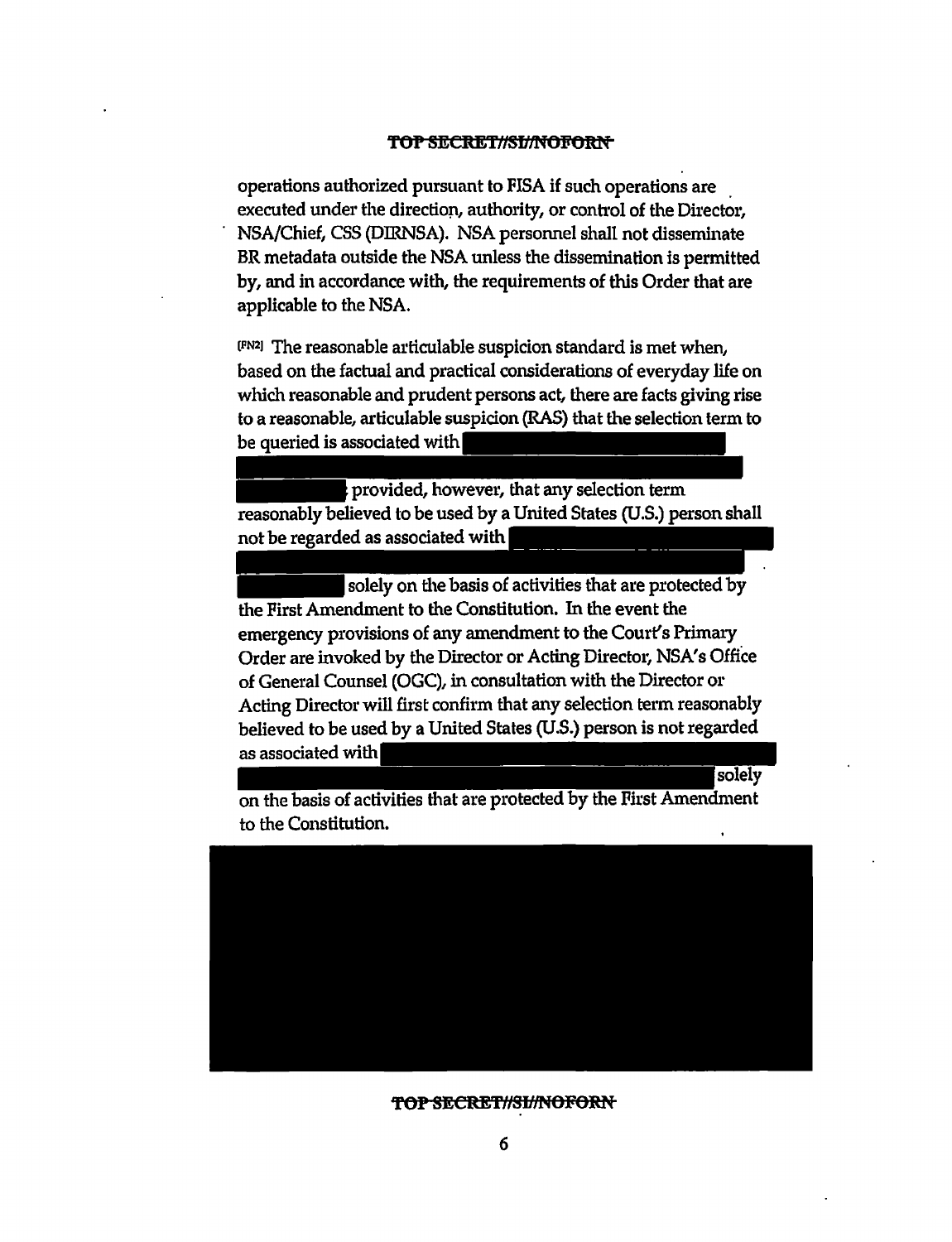operations authorized pursuant to FISA if such operations are executed under the direction, authority, or control of the Director, NSA/Chief, CSS (DIRNSA). NSA personnel shall not disseminate BR metadata outside the NSA unless the dissemination is permitted by, and in accordance with, the requirements of this Order that are applicable to the NSA.

[FN2] The reasonable articulable suspicion standard is met when, based on the factual and practical considerations of everyday life on which reasonable and prudent persons act, there are facts giving rise to a reasonable, articulable suspicion (RAS) that the selection term to be queried is associated with [REDACTED] provided, however, that any selection term reasonably believed to be used by a United States (U.S.) person shall not be regarded as associated with [REDACTED] solely on the basis of activities that are protected by the First Amendment to the Constitution. In the event the emergency provisions of any amendment to the Court's Primary Order are invoked by the Director or Acting Director, NSA's Office of General Counsel (OGC), in consultation with the Director or Acting Director will first confirm that any selection term reasonably believed to be used by a United States (U.S.) person is not regarded as associated with [REDACTED] solely on the basis of activities that are protected by the First Amendment to the Constitution.

[REDACTED]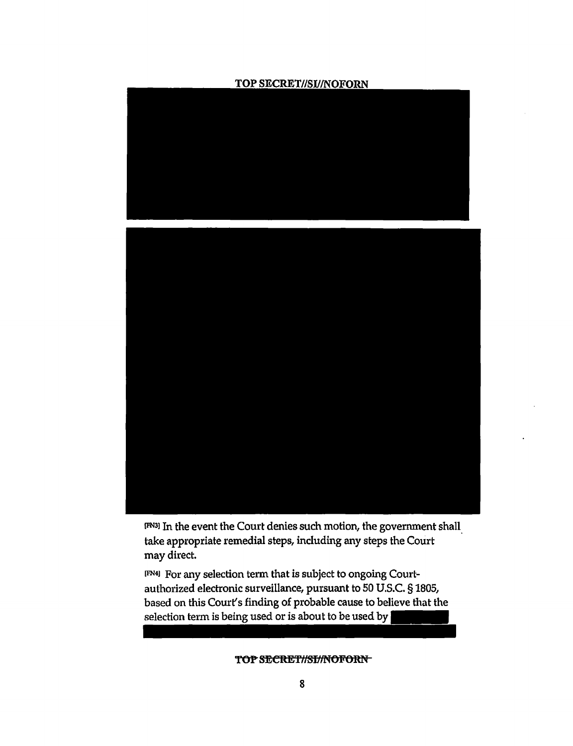[FN3] In the event the Court denies such motion, the government shall take appropriate remedial steps, including any steps the Court may direct.

[FN4] For any selection term that is subject to ongoing Court-authorized electronic surveillance, pursuant to 50 U.S.C. § 1805, based on this Court's finding of probable cause to believe that the selection term is being used or is about to be used by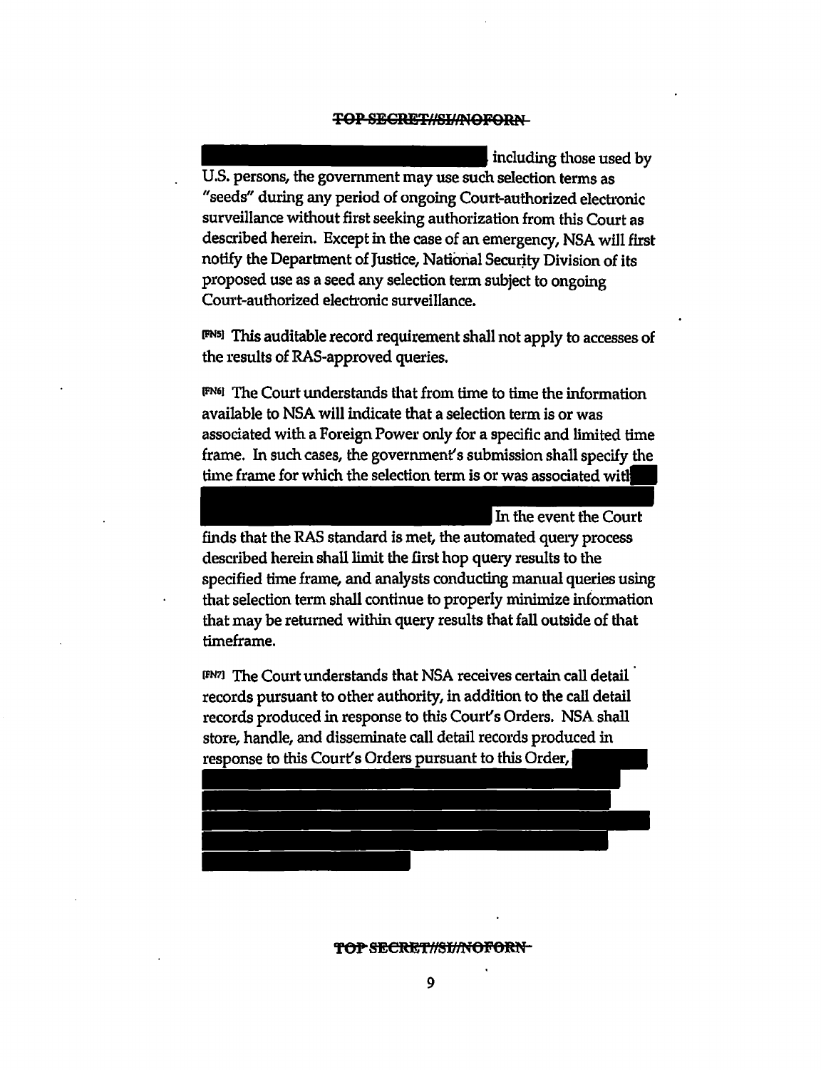including those used by U.S. persons, the government may use such selection terms as "seeds" during any period of ongoing Court-authorized electronic surveillance without first seeking authorization from this Court as described herein. Except in the case of an emergency, NSA will first notify the Department of Justice, National Security Division of its proposed use as a seed any selection term subject to ongoing Court-authorized electronic surveillance.

[FN5] This auditable record requirement shall not apply to accesses of the results of RAS-approved queries.

[FN6] The Court understands that from time to time the information available to NSA will indicate that a selection term is or was associated with a Foreign Power only for a specific and limited time frame. In such cases, the government's submission shall specify the time frame for which the selection term is or was associated with

In the event the Court finds that the RAS standard is met, the automated query process described herein shall limit the first hop query results to the specified time frame, and analysts conducting manual queries using that selection term shall continue to properly minimize information that may be returned within query results that fall outside of that timeframe.

[FN7] The Court understands that NSA receives certain call detail records pursuant to other authority, in addition to the call detail records produced in response to this Court's Orders. NSA shall store, handle, and disseminate call detail records produced in response to this Court's Orders pursuant to this Order,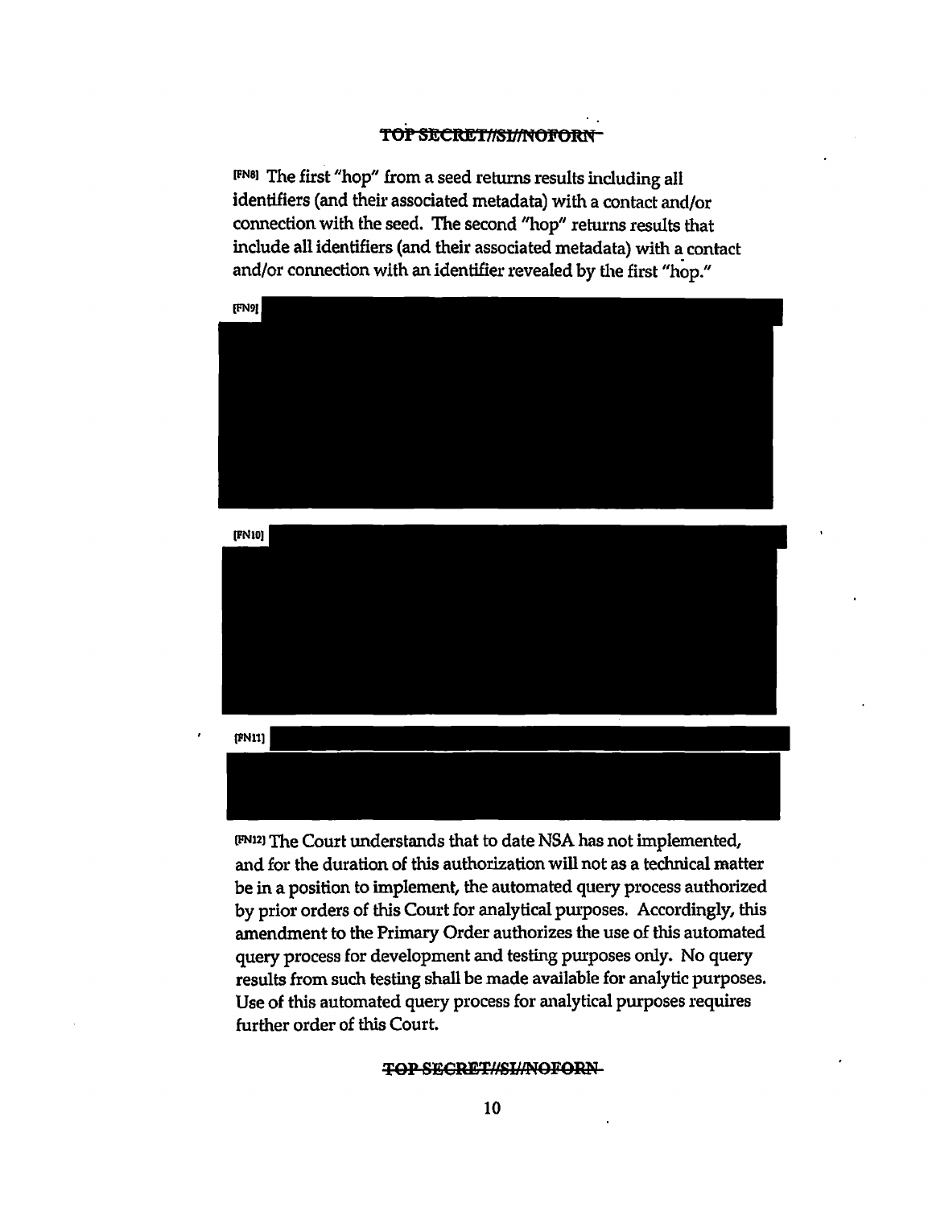[FN8] The first "hop" from a seed returns results including all identifiers (and their associated metadata) with a contact and/or connection with the seed. The second "hop" returns results that include all identifiers (and their associated metadata) with a contact and/or connection with an identifier revealed by the first "hop."

[FN9]

[FN10]

[FN11]

[FN12] The Court understands that to date NSA has not implemented, and for the duration of this authorization will not as a technical matter be in a position to implement, the automated query process authorized by prior orders of this Court for analytical purposes. Accordingly, this amendment to the Primary Order authorizes the use of this automated query process for development and testing purposes only. No query results from such testing shall be made available for analytic purposes. Use of this automated query process for analytical purposes requires further order of this Court.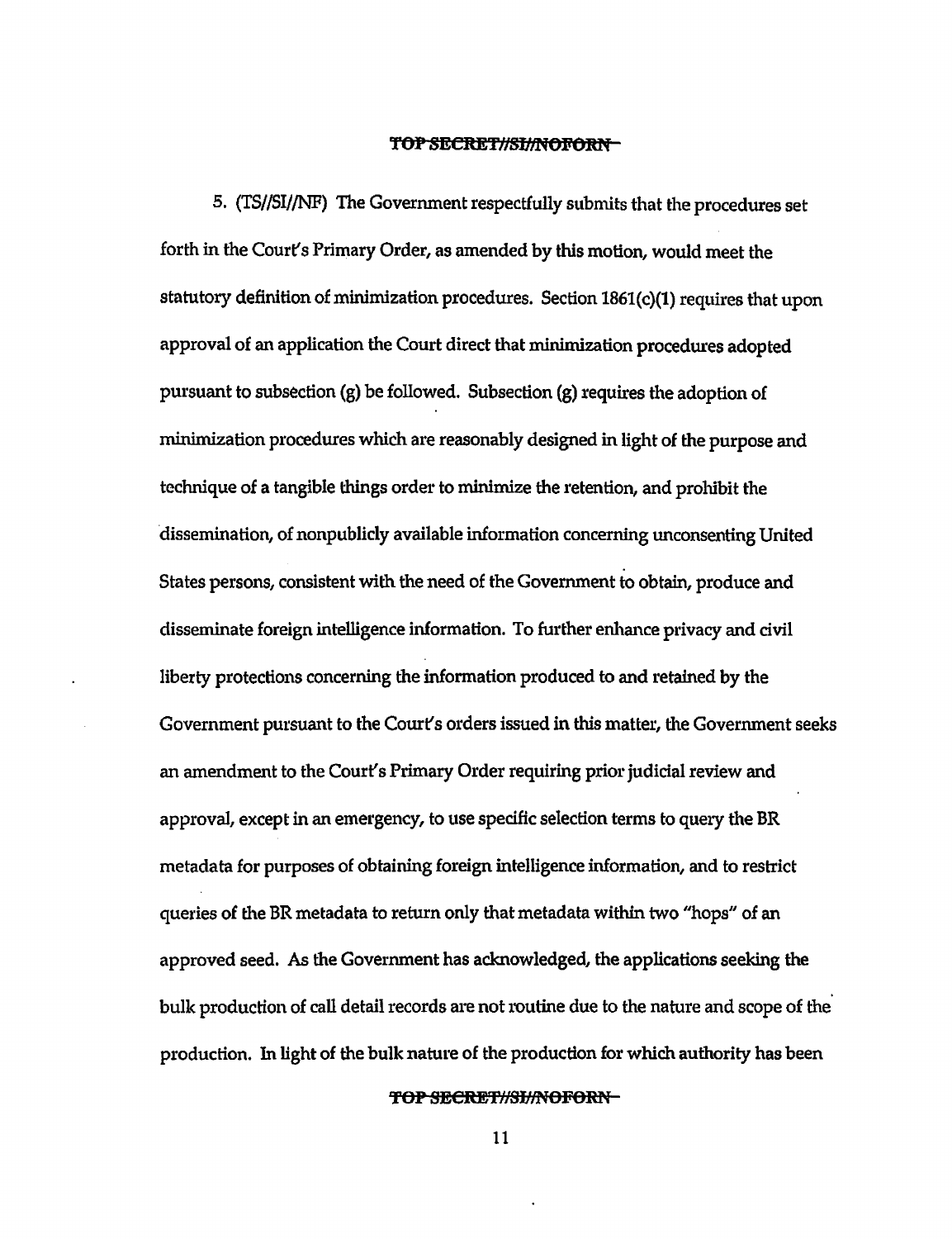5. (TS//SI//NF) The Government respectfully submits that the procedures set forth in the Court's Primary Order, as amended by this motion, would meet the statutory definition of minimization procedures. Section 1861(c)(1) requires that upon approval of an application the Court direct that minimization procedures adopted pursuant to subsection (g) be followed. Subsection (g) requires the adoption of minimization procedures which are reasonably designed in light of the purpose and technique of a tangible things order to minimize the retention, and prohibit the dissemination, of nonpublicly available information concerning unconsenting United States persons, consistent with the need of the Government to obtain, produce and disseminate foreign intelligence information. To further enhance privacy and civil liberty protections concerning the information produced to and retained by the Government pursuant to the Court's orders issued in this matter, the Government seeks an amendment to the Court's Primary Order requiring prior judicial review and approval, except in an emergency, to use specific selection terms to query the BR metadata for purposes of obtaining foreign intelligence information, and to restrict queries of the BR metadata to return only that metadata within two "hops" of an approved seed. As the Government has acknowledged, the applications seeking the bulk production of call detail records are not routine due to the nature and scope of the production. In light of the bulk nature of the production for which authority has been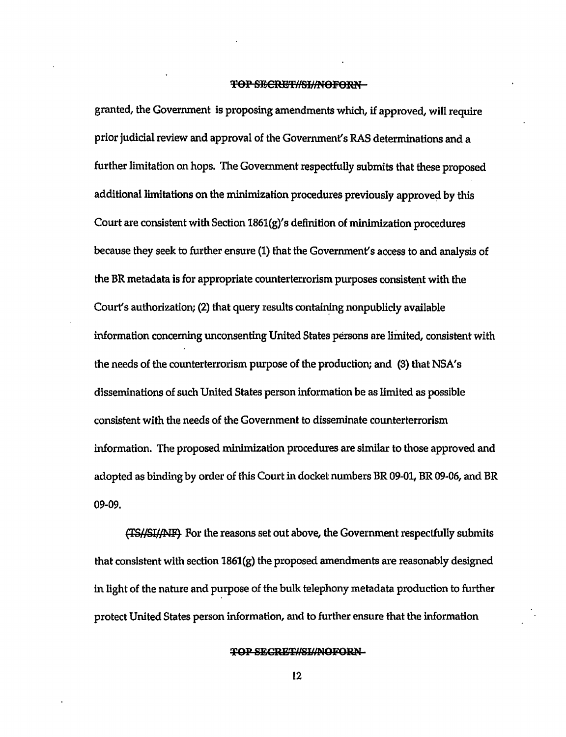granted, the Government is proposing amendments which, if approved, will require prior judicial review and approval of the Government's RAS determinations and a further limitation on hops. The Government respectfully submits that these proposed additional limitations on the minimization procedures previously approved by this Court are consistent with Section 1861(g)'s definition of minimization procedures because they seek to further ensure (1) that the Government's access to and analysis of the BR metadata is for appropriate counterterrorism purposes consistent with the Court's authorization; (2) that query results containing nonpublicly available information concerning unconsenting United States persons are limited, consistent with the needs of the counterterrorism purpose of the production; and (3) that NSA's disseminations of such United States person information be as limited as possible consistent with the needs of the Government to disseminate counterterrorism information. The proposed minimization procedures are similar to those approved and adopted as binding by order of this Court in docket numbers BR 09-01, BR 09-06, and BR 09-09.

~~(TS//SI//NF)~~ For the reasons set out above, the Government respectfully submits that consistent with section 1861(g) the proposed amendments are reasonably designed in light of the nature and purpose of the bulk telephony metadata production to further protect United States person information, and to further ensure that the information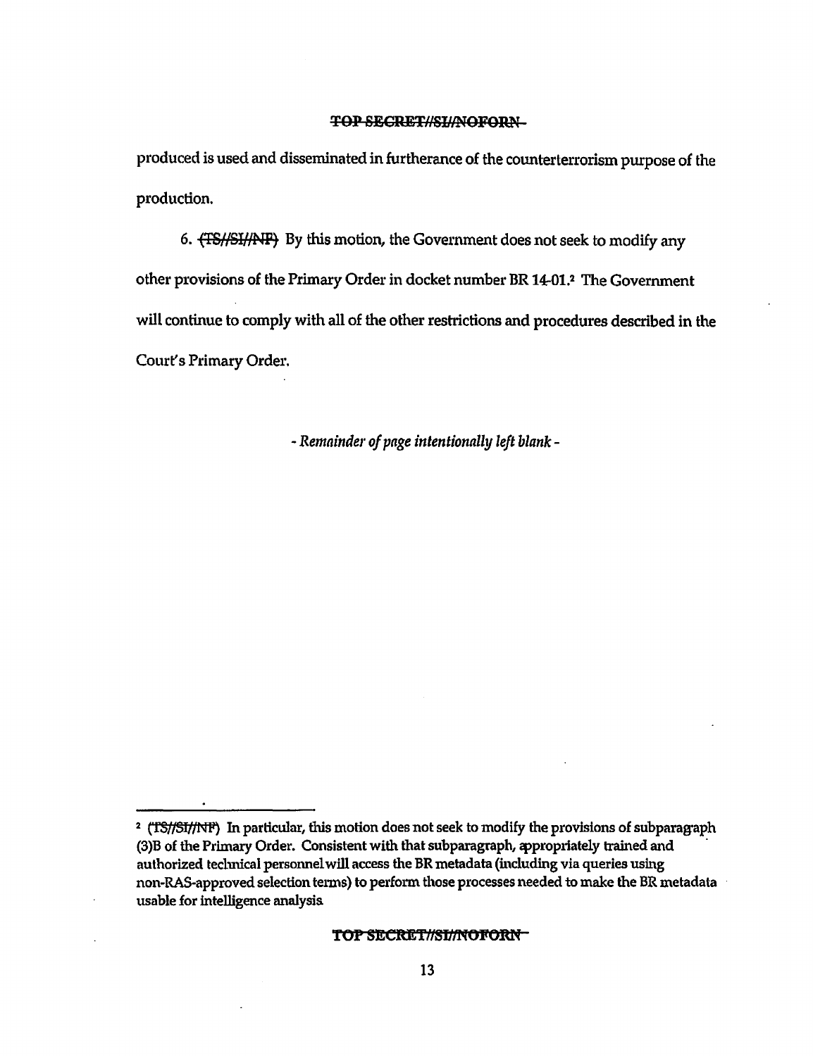produced is used and disseminated in furtherance of the counterterrorism purpose of the production.

6. (TS//SI//NF) By this motion, the Government does not seek to modify any other provisions of the Primary Order in docket number BR 14-01.[2] The Government will continue to comply with all of the other restrictions and procedures described in the Court's Primary Order.

*- Remainder of page intentionally left blank -*

---

[2] (TS//SI//NF) In particular, this motion does not seek to modify the provisions of subparagraph (3)B of the Primary Order. Consistent with that subparagraph, appropriately trained and authorized technical personnel will access the BR metadata (including via queries using non-RAS-approved selection terms) to perform those processes needed to make the BR metadata usable for intelligence analysis.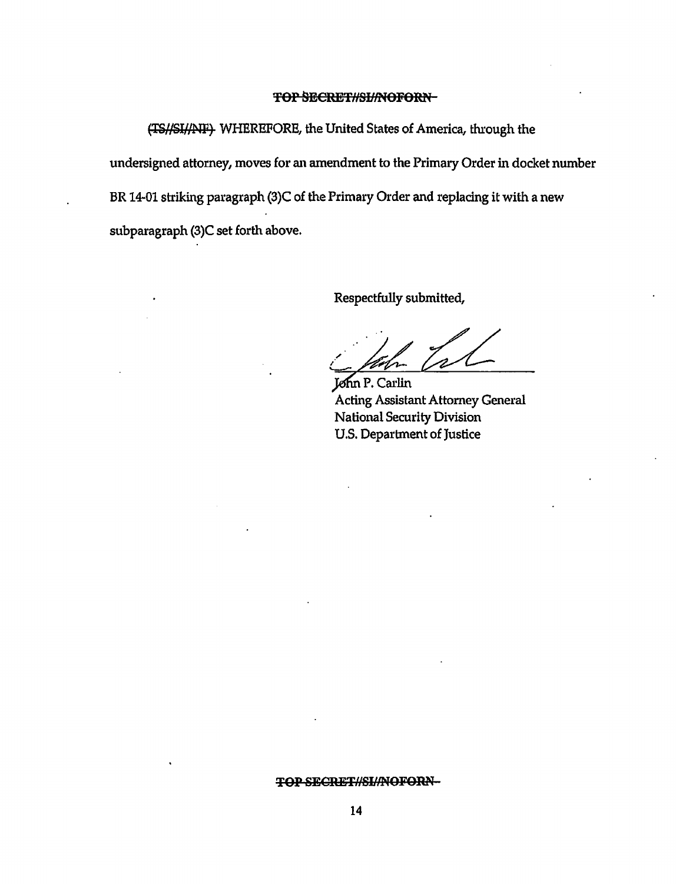~~(TS//SI//NF)~~ WHEREFORE, the United States of America, through the undersigned attorney, moves for an amendment to the Primary Order in docket number BR 14-01 striking paragraph (3)C of the Primary Order and replacing it with a new subparagraph (3)C set forth above.

Respectfully submitted,

John P. Carlin
Acting Assistant Attorney General
National Security Division
U.S. Department of Justice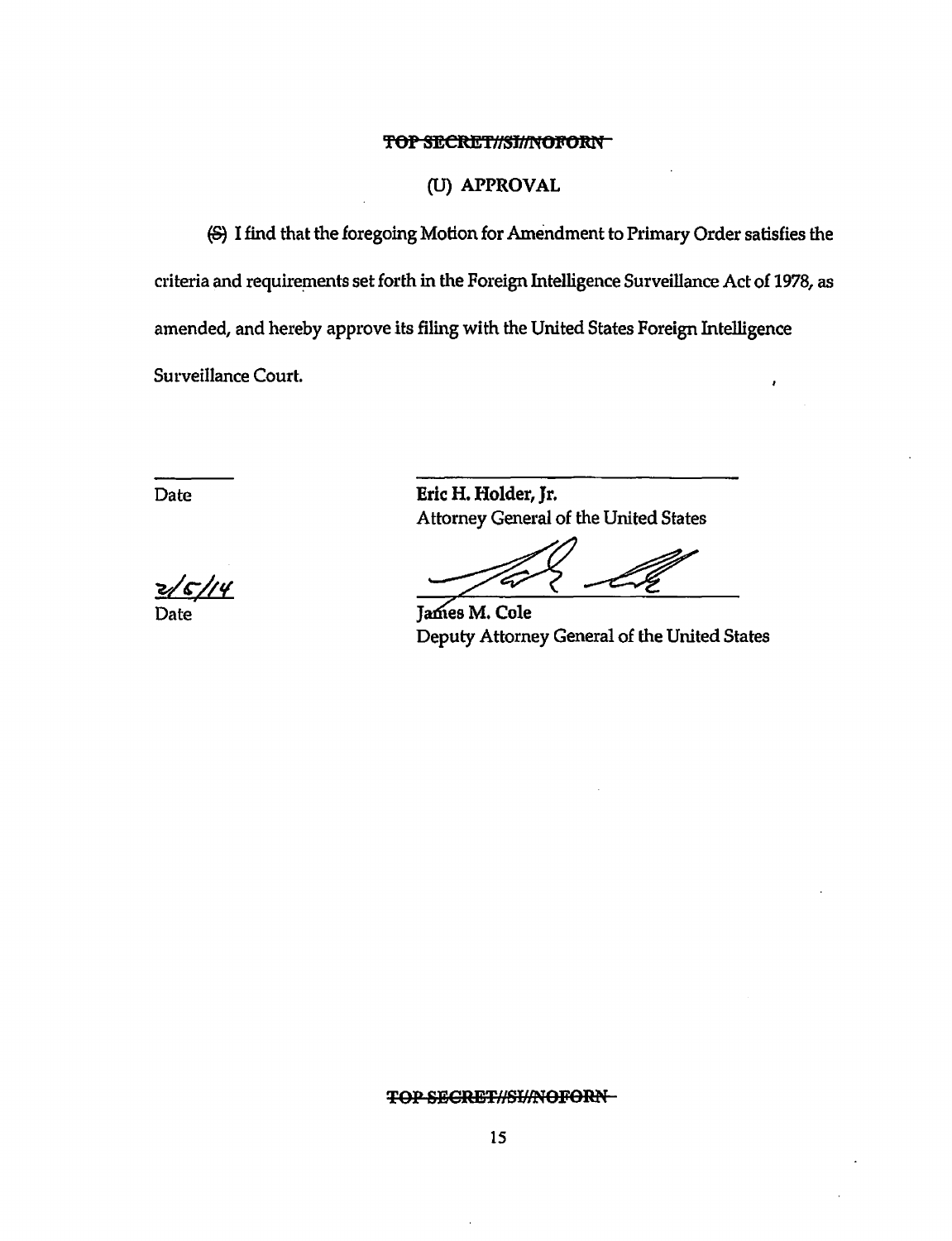TOP SECRET//SI//NOFORN

## (U) APPROVAL

(S) I find that the foregoing Motion for Amendment to Primary Order satisfies the criteria and requirements set forth in the Foreign Intelligence Surveillance Act of 1978, as amended, and hereby approve its filing with the United States Foreign Intelligence Surveillance Court.

\_\_\_\_\_\_\_\_
Date

**Eric H. Holder, Jr.**
Attorney General of the United States

2/5/14
Date

**James M. Cole**
Deputy Attorney General of the United States

TOP SECRET//SI//NOFORN